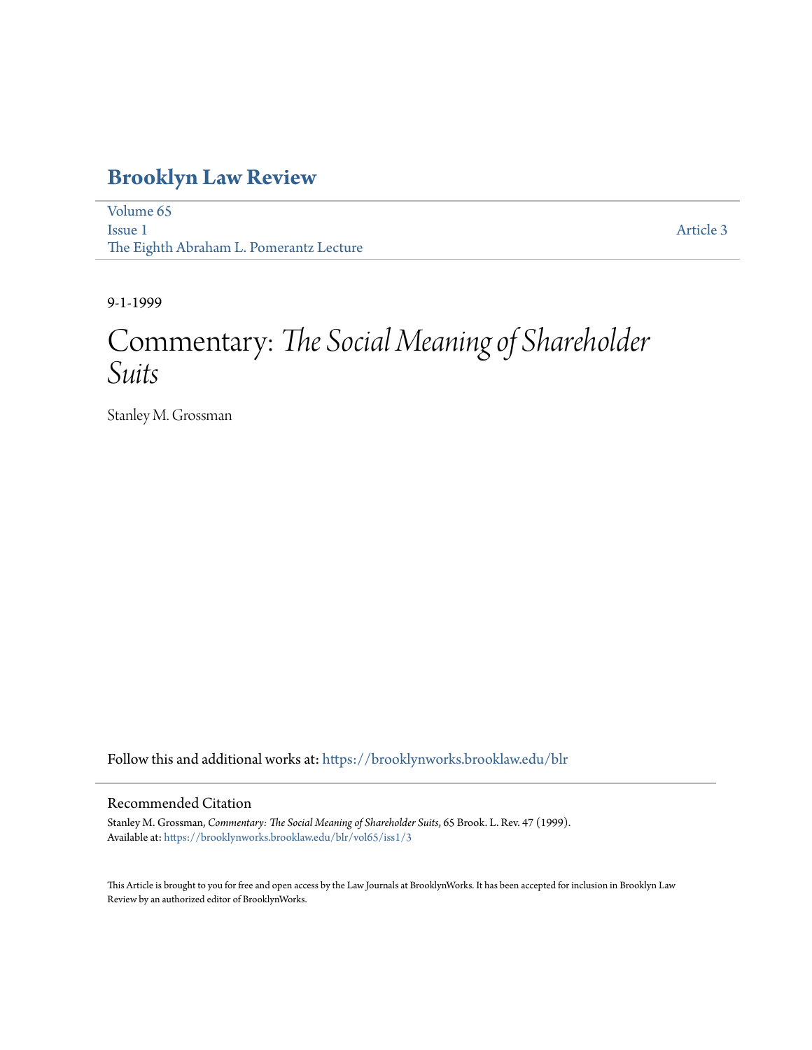# Brooklyn Law Review

Volume 65
Issue 1
The Eighth Abraham L. Pomerantz Lecture

Article 3

9-1-1999

# Commentary: *The Social Meaning of Shareholder Suits*

Stanley M. Grossman

Follow this and additional works at: https://brooklynworks.brooklaw.edu/blr

## Recommended Citation

Stanley M. Grossman, *Commentary: The Social Meaning of Shareholder Suits*, 65 Brook. L. Rev. 47 (1999).
Available at: https://brooklynworks.brooklaw.edu/blr/vol65/iss1/3

This Article is brought to you for free and open access by the Law Journals at BrooklynWorks. It has been accepted for inclusion in Brooklyn Law Review by an authorized editor of BrooklynWorks.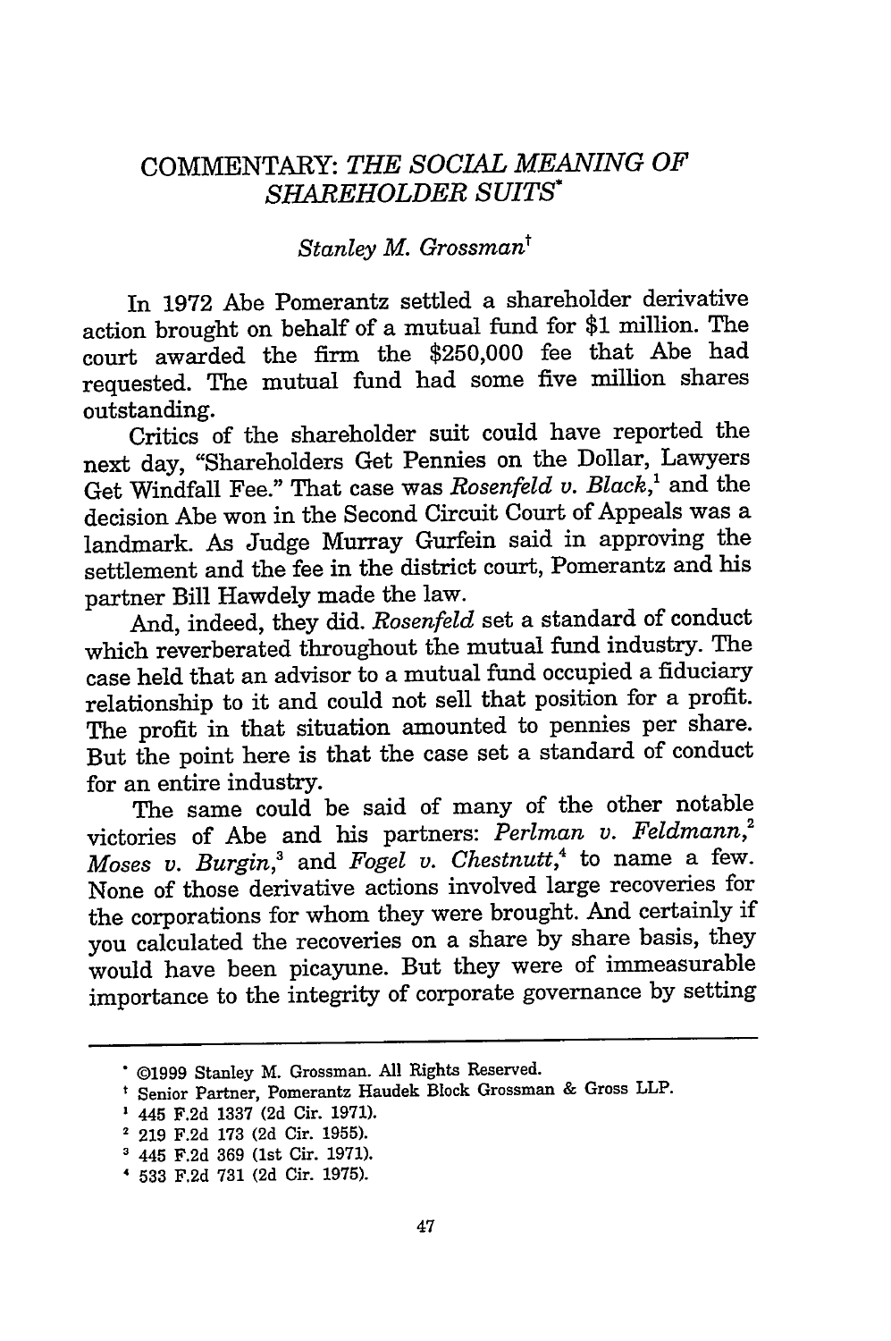# COMMENTARY: *THE SOCIAL MEANING OF SHAREHOLDER SUITS**

*Stanley M. Grossman*†

In 1972 Abe Pomerantz settled a shareholder derivative action brought on behalf of a mutual fund for $1 million. The court awarded the firm the $250,000 fee that Abe had requested. The mutual fund had some five million shares outstanding.

Critics of the shareholder suit could have reported the next day, "Shareholders Get Pennies on the Dollar, Lawyers Get Windfall Fee." That case was *Rosenfeld v. Black*,[1] and the decision Abe won in the Second Circuit Court of Appeals was a landmark. As Judge Murray Gurfein said in approving the settlement and the fee in the district court, Pomerantz and his partner Bill Hawdely made the law.

And, indeed, they did. *Rosenfeld* set a standard of conduct which reverberated throughout the mutual fund industry. The case held that an advisor to a mutual fund occupied a fiduciary relationship to it and could not sell that position for a profit. The profit in that situation amounted to pennies per share. But the point here is that the case set a standard of conduct for an entire industry.

The same could be said of many of the other notable victories of Abe and his partners: *Perlman v. Feldmann*,[2] *Moses v. Burgin*,[3] and *Fogel v. Chestnutt*,[4] to name a few. None of those derivative actions involved large recoveries for the corporations for whom they were brought. And certainly if you calculated the recoveries on a share by share basis, they would have been picayune. But they were of immeasurable importance to the integrity of corporate governance by setting

---

\* ©1999 Stanley M. Grossman. All Rights Reserved.

† Senior Partner, Pomerantz Haudek Block Grossman & Gross LLP.

[1] 445 F.2d 1337 (2d Cir. 1971).

[2] 219 F.2d 173 (2d Cir. 1955).

[3] 445 F.2d 369 (1st Cir. 1971).

[4] 533 F.2d 731 (2d Cir. 1975).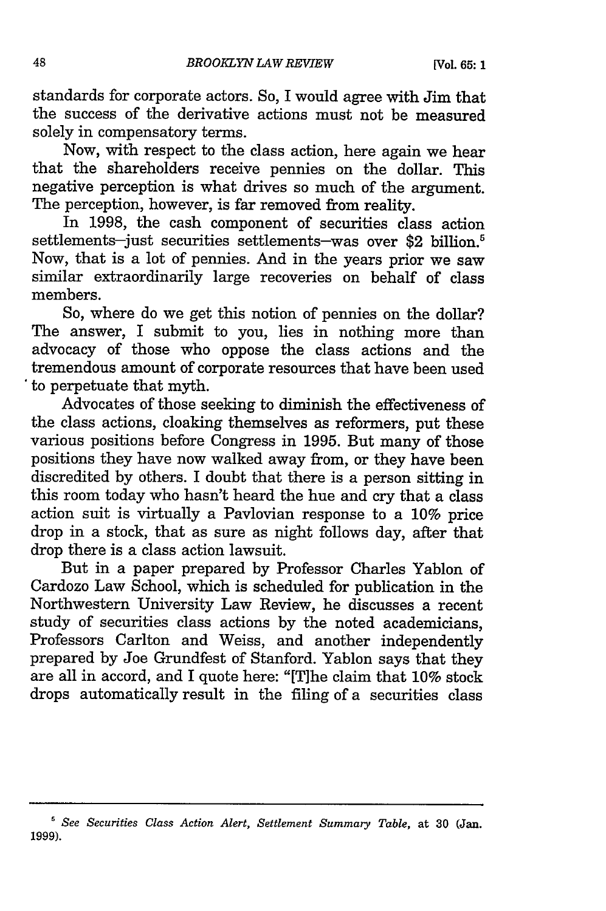standards for corporate actors. So, I would agree with Jim that the success of the derivative actions must not be measured solely in compensatory terms.

Now, with respect to the class action, here again we hear that the shareholders receive pennies on the dollar. This negative perception is what drives so much of the argument. The perception, however, is far removed from reality.

In 1998, the cash component of securities class action settlements–just securities settlements–was over $2 billion.[5] Now, that is a lot of pennies. And in the years prior we saw similar extraordinarily large recoveries on behalf of class members.

So, where do we get this notion of pennies on the dollar? The answer, I submit to you, lies in nothing more than advocacy of those who oppose the class actions and the tremendous amount of corporate resources that have been used to perpetuate that myth.

Advocates of those seeking to diminish the effectiveness of the class actions, cloaking themselves as reformers, put these various positions before Congress in 1995. But many of those positions they have now walked away from, or they have been discredited by others. I doubt that there is a person sitting in this room today who hasn't heard the hue and cry that a class action suit is virtually a Pavlovian response to a 10% price drop in a stock, that as sure as night follows day, after that drop there is a class action lawsuit.

But in a paper prepared by Professor Charles Yablon of Cardozo Law School, which is scheduled for publication in the Northwestern University Law Review, he discusses a recent study of securities class actions by the noted academicians, Professors Carlton and Weiss, and another independently prepared by Joe Grundfest of Stanford. Yablon says that they are all in accord, and I quote here: "[T]he claim that 10% stock drops automatically result in the filing of a securities class

---

[5] *See Securities Class Action Alert, Settlement Summary Table*, at 30 (Jan. 1999).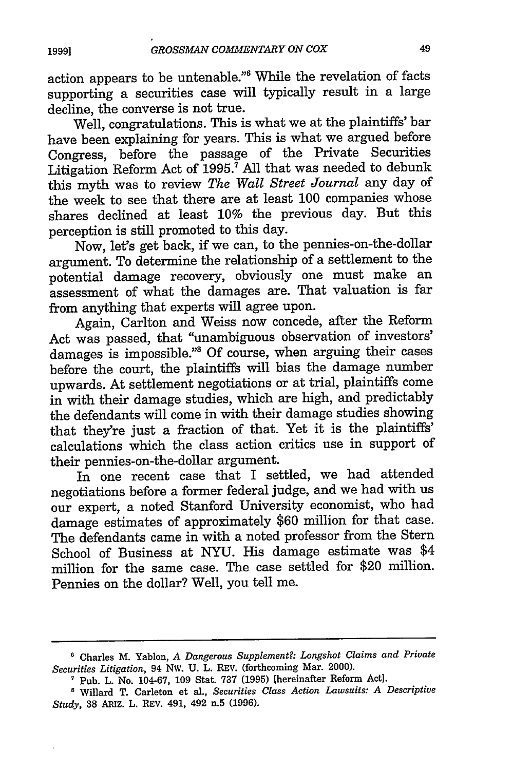action appears to be untenable."[6] While the revelation of facts supporting a securities case will typically result in a large decline, the converse is not true.

Well, congratulations. This is what we at the plaintiffs' bar have been explaining for years. This is what we argued before Congress, before the passage of the Private Securities Litigation Reform Act of 1995.[7] All that was needed to debunk this myth was to review *The Wall Street Journal* any day of the week to see that there are at least 100 companies whose shares declined at least 10% the previous day. But this perception is still promoted to this day.

Now, let's get back, if we can, to the pennies-on-the-dollar argument. To determine the relationship of a settlement to the potential damage recovery, obviously one must make an assessment of what the damages are. That valuation is far from anything that experts will agree upon.

Again, Carlton and Weiss now concede, after the Reform Act was passed, that "unambiguous observation of investors' damages is impossible."[8] Of course, when arguing their cases before the court, the plaintiffs will bias the damage number upwards. At settlement negotiations or at trial, plaintiffs come in with their damage studies, which are high, and predictably the defendants will come in with their damage studies showing that they're just a fraction of that. Yet it is the plaintiffs' calculations which the class action critics use in support of their pennies-on-the-dollar argument.

In one recent case that I settled, we had attended negotiations before a former federal judge, and we had with us our expert, a noted Stanford University economist, who had damage estimates of approximately $60 million for that case. The defendants came in with a noted professor from the Stern School of Business at NYU. His damage estimate was $4 million for the same case. The case settled for $20 million. Pennies on the dollar? Well, you tell me.

---

[6] Charles M. Yablon, *A Dangerous Supplement?: Longshot Claims and Private Securities Litigation*, 94 NW. U. L. REV. (forthcoming Mar. 2000).

[7] Pub. L. No. 104-67, 109 Stat. 737 (1995) [hereinafter Reform Act].

[8] Willard T. Carleton et al., *Securities Class Action Lawsuits: A Descriptive Study*, 38 ARIZ. L. REV. 491, 492 n.5 (1996).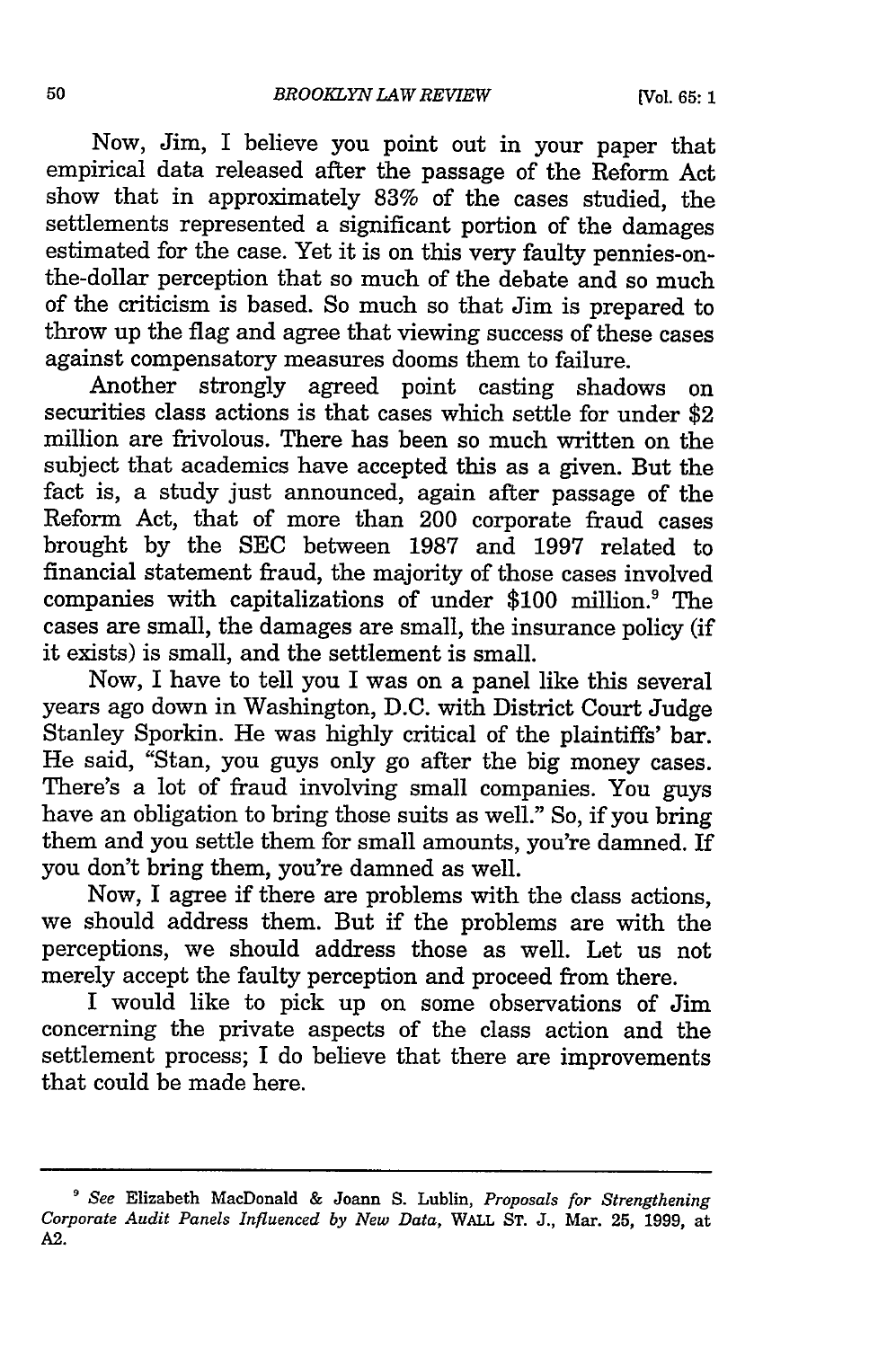Now, Jim, I believe you point out in your paper that empirical data released after the passage of the Reform Act show that in approximately 83% of the cases studied, the settlements represented a significant portion of the damages estimated for the case. Yet it is on this very faulty pennies-on-the-dollar perception that so much of the debate and so much of the criticism is based. So much so that Jim is prepared to throw up the flag and agree that viewing success of these cases against compensatory measures dooms them to failure.

Another strongly agreed point casting shadows on securities class actions is that cases which settle for under $2 million are frivolous. There has been so much written on the subject that academics have accepted this as a given. But the fact is, a study just announced, again after passage of the Reform Act, that of more than 200 corporate fraud cases brought by the SEC between 1987 and 1997 related to financial statement fraud, the majority of those cases involved companies with capitalizations of under $100 million.[9] The cases are small, the damages are small, the insurance policy (if it exists) is small, and the settlement is small.

Now, I have to tell you I was on a panel like this several years ago down in Washington, D.C. with District Court Judge Stanley Sporkin. He was highly critical of the plaintiffs' bar. He said, "Stan, you guys only go after the big money cases. There's a lot of fraud involving small companies. You guys have an obligation to bring those suits as well." So, if you bring them and you settle them for small amounts, you're damned. If you don't bring them, you're damned as well.

Now, I agree if there are problems with the class actions, we should address them. But if the problems are with the perceptions, we should address those as well. Let us not merely accept the faulty perception and proceed from there.

I would like to pick up on some observations of Jim concerning the private aspects of the class action and the settlement process; I do believe that there are improvements that could be made here.

---

[9] *See* Elizabeth MacDonald & Joann S. Lublin, *Proposals for Strengthening Corporate Audit Panels Influenced by New Data*, WALL ST. J., Mar. 25, 1999, at A2.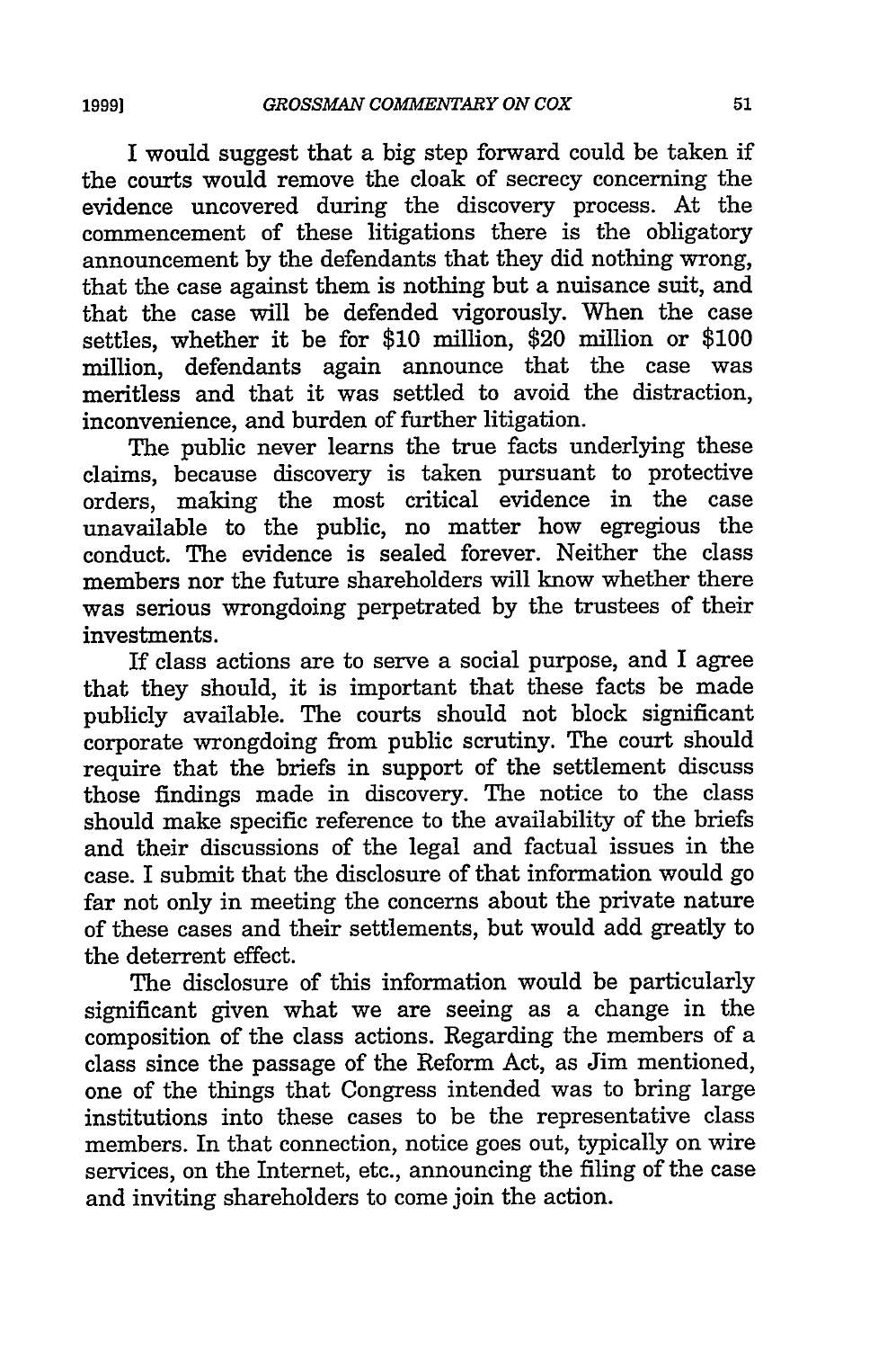I would suggest that a big step forward could be taken if the courts would remove the cloak of secrecy concerning the evidence uncovered during the discovery process. At the commencement of these litigations there is the obligatory announcement by the defendants that they did nothing wrong, that the case against them is nothing but a nuisance suit, and that the case will be defended vigorously. When the case settles, whether it be for $10 million, $20 million or $100 million, defendants again announce that the case was meritless and that it was settled to avoid the distraction, inconvenience, and burden of further litigation.

The public never learns the true facts underlying these claims, because discovery is taken pursuant to protective orders, making the most critical evidence in the case unavailable to the public, no matter how egregious the conduct. The evidence is sealed forever. Neither the class members nor the future shareholders will know whether there was serious wrongdoing perpetrated by the trustees of their investments.

If class actions are to serve a social purpose, and I agree that they should, it is important that these facts be made publicly available. The courts should not block significant corporate wrongdoing from public scrutiny. The court should require that the briefs in support of the settlement discuss those findings made in discovery. The notice to the class should make specific reference to the availability of the briefs and their discussions of the legal and factual issues in the case. I submit that the disclosure of that information would go far not only in meeting the concerns about the private nature of these cases and their settlements, but would add greatly to the deterrent effect.

The disclosure of this information would be particularly significant given what we are seeing as a change in the composition of the class actions. Regarding the members of a class since the passage of the Reform Act, as Jim mentioned, one of the things that Congress intended was to bring large institutions into these cases to be the representative class members. In that connection, notice goes out, typically on wire services, on the Internet, etc., announcing the filing of the case and inviting shareholders to come join the action.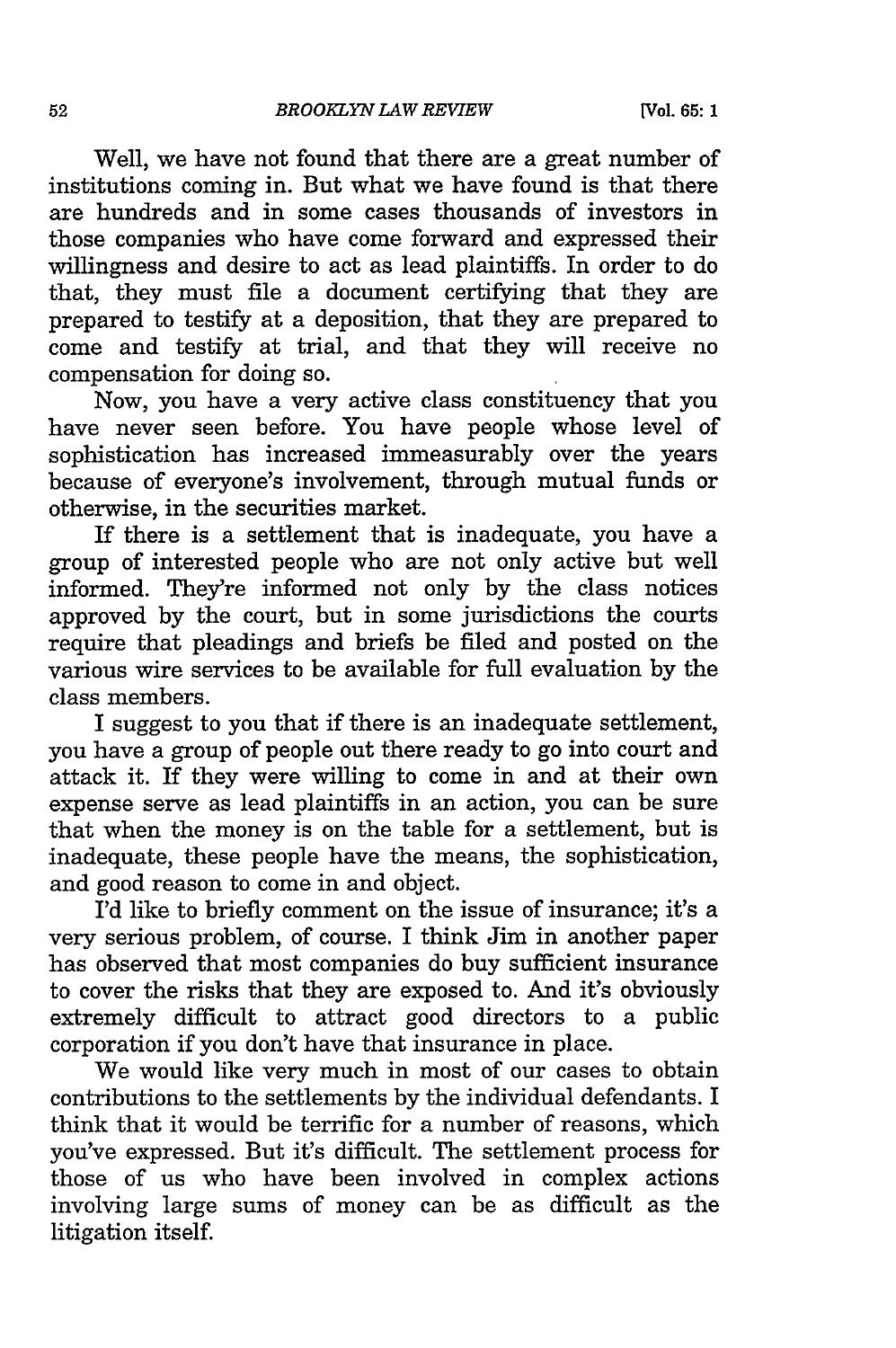Well, we have not found that there are a great number of institutions coming in. But what we have found is that there are hundreds and in some cases thousands of investors in those companies who have come forward and expressed their willingness and desire to act as lead plaintiffs. In order to do that, they must file a document certifying that they are prepared to testify at a deposition, that they are prepared to come and testify at trial, and that they will receive no compensation for doing so.

Now, you have a very active class constituency that you have never seen before. You have people whose level of sophistication has increased immeasurably over the years because of everyone's involvement, through mutual funds or otherwise, in the securities market.

If there is a settlement that is inadequate, you have a group of interested people who are not only active but well informed. They're informed not only by the class notices approved by the court, but in some jurisdictions the courts require that pleadings and briefs be filed and posted on the various wire services to be available for full evaluation by the class members.

I suggest to you that if there is an inadequate settlement, you have a group of people out there ready to go into court and attack it. If they were willing to come in and at their own expense serve as lead plaintiffs in an action, you can be sure that when the money is on the table for a settlement, but is inadequate, these people have the means, the sophistication, and good reason to come in and object.

I'd like to briefly comment on the issue of insurance; it's a very serious problem, of course. I think Jim in another paper has observed that most companies do buy sufficient insurance to cover the risks that they are exposed to. And it's obviously extremely difficult to attract good directors to a public corporation if you don't have that insurance in place.

We would like very much in most of our cases to obtain contributions to the settlements by the individual defendants. I think that it would be terrific for a number of reasons, which you've expressed. But it's difficult. The settlement process for those of us who have been involved in complex actions involving large sums of money can be as difficult as the litigation itself.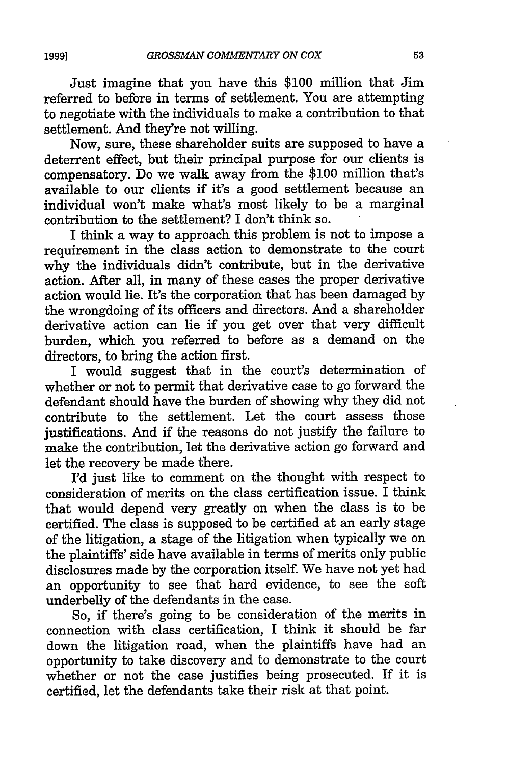Just imagine that you have this $100 million that Jim referred to before in terms of settlement. You are attempting to negotiate with the individuals to make a contribution to that settlement. And they're not willing.

Now, sure, these shareholder suits are supposed to have a deterrent effect, but their principal purpose for our clients is compensatory. Do we walk away from the $100 million that's available to our clients if it's a good settlement because an individual won't make what's most likely to be a marginal contribution to the settlement? I don't think so.

I think a way to approach this problem is not to impose a requirement in the class action to demonstrate to the court why the individuals didn't contribute, but in the derivative action. After all, in many of these cases the proper derivative action would lie. It's the corporation that has been damaged by the wrongdoing of its officers and directors. And a shareholder derivative action can lie if you get over that very difficult burden, which you referred to before as a demand on the directors, to bring the action first.

I would suggest that in the court's determination of whether or not to permit that derivative case to go forward the defendant should have the burden of showing why they did not contribute to the settlement. Let the court assess those justifications. And if the reasons do not justify the failure to make the contribution, let the derivative action go forward and let the recovery be made there.

I'd just like to comment on the thought with respect to consideration of merits on the class certification issue. I think that would depend very greatly on when the class is to be certified. The class is supposed to be certified at an early stage of the litigation, a stage of the litigation when typically we on the plaintiffs' side have available in terms of merits only public disclosures made by the corporation itself. We have not yet had an opportunity to see that hard evidence, to see the soft underbelly of the defendants in the case.

So, if there's going to be consideration of the merits in connection with class certification, I think it should be far down the litigation road, when the plaintiffs have had an opportunity to take discovery and to demonstrate to the court whether or not the case justifies being prosecuted. If it is certified, let the defendants take their risk at that point.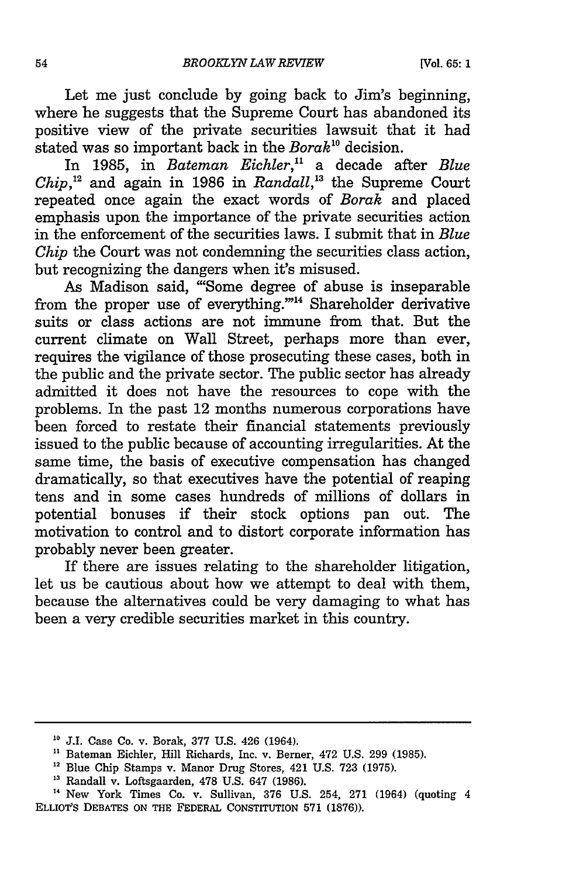Let me just conclude by going back to Jim's beginning, where he suggests that the Supreme Court has abandoned its positive view of the private securities lawsuit that it had stated was so important back in the *Borak*[10] decision.

In 1985, in *Bateman Eichler*,[11] a decade after *Blue Chip*,[12] and again in 1986 in *Randall*,[13] the Supreme Court repeated once again the exact words of *Borak* and placed emphasis upon the importance of the private securities action in the enforcement of the securities laws. I submit that in *Blue Chip* the Court was not condemning the securities class action, but recognizing the dangers when it's misused.

As Madison said, "'Some degree of abuse is inseparable from the proper use of everything.'"[14] Shareholder derivative suits or class actions are not immune from that. But the current climate on Wall Street, perhaps more than ever, requires the vigilance of those prosecuting these cases, both in the public and the private sector. The public sector has already admitted it does not have the resources to cope with the problems. In the past 12 months numerous corporations have been forced to restate their financial statements previously issued to the public because of accounting irregularities. At the same time, the basis of executive compensation has changed dramatically, so that executives have the potential of reaping tens and in some cases hundreds of millions of dollars in potential bonuses if their stock options pan out. The motivation to control and to distort corporate information has probably never been greater.

If there are issues relating to the shareholder litigation, let us be cautious about how we attempt to deal with them, because the alternatives could be very damaging to what has been a very credible securities market in this country.

---

[10] J.I. Case Co. v. Borak, 377 U.S. 426 (1964).

[11] Bateman Eichler, Hill Richards, Inc. v. Berner, 472 U.S. 299 (1985).

[12] Blue Chip Stamps v. Manor Drug Stores, 421 U.S. 723 (1975).

[13] Randall v. Loftsgaarden, 478 U.S. 647 (1986).

[14] New York Times Co. v. Sullivan, 376 U.S. 254, 271 (1964) (quoting 4 ELLIOT'S DEBATES ON THE FEDERAL CONSTITUTION 571 (1876)).